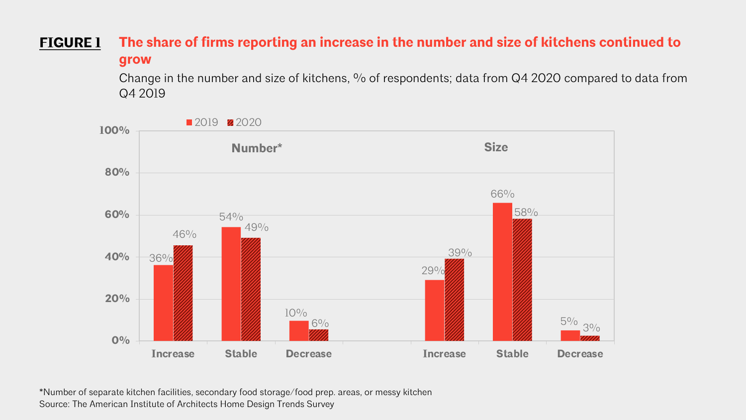**FIGURE 1** **The share of firms reporting an increase in the number and size of kitchens continued to grow**

Change in the number and size of kitchens, % of respondents; data from Q4 2020 compared to data from Q4 2019

| | Number* | | Size | |
|---|---|---|---|---|
| | 2019 | 2020 | 2019 | 2020 |
| Increase | 36% | 46% | 29% | 39% |
| Stable | 54% | 49% | 66% | 58% |
| Decrease | 10% | 6% | 5% | 3% |

*Number of separate kitchen facilities, secondary food storage/food prep. areas, or messy kitchen
Source: The American Institute of Architects Home Design Trends Survey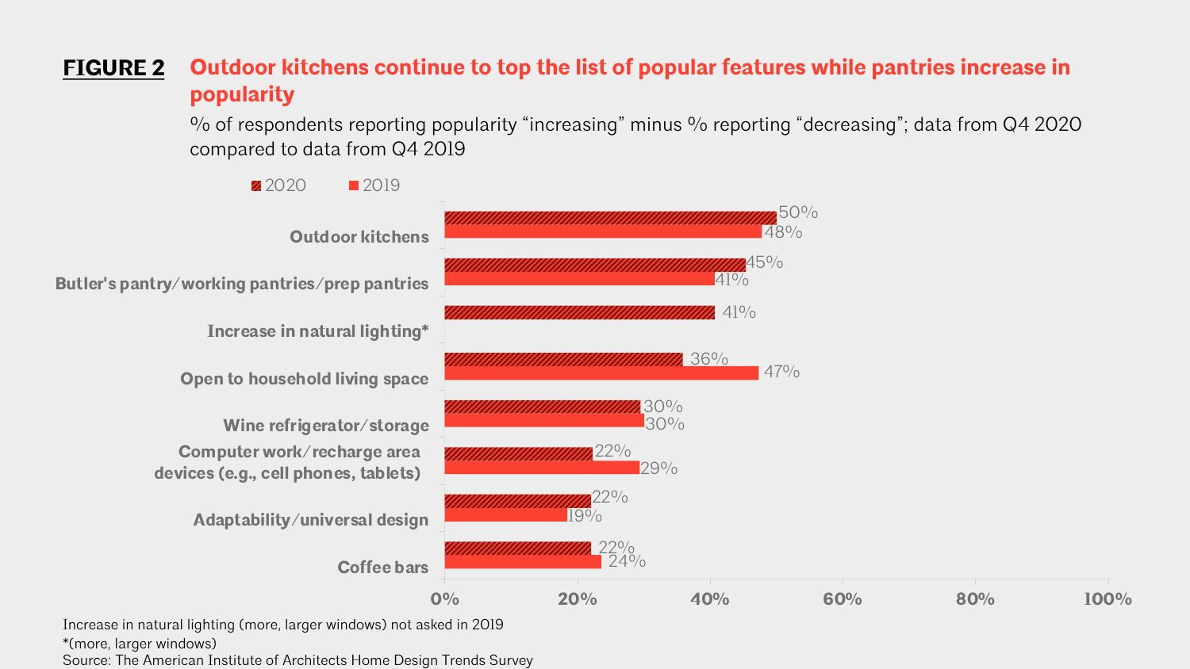**FIGURE 2** Outdoor kitchens continue to top the list of popular features while pantries increase in popularity

% of respondents reporting popularity "increasing" minus % reporting "decreasing"; data from Q4 2020 compared to data from Q4 2019

| Feature | 2020 | 2019 |
|---|---|---|
| Outdoor kitchens | 50% | 48% |
| Butler's pantry/working pantries/prep pantries | 45% | 41% |
| Increase in natural lighting* | 41% | |
| Open to household living space | 36% | 47% |
| Wine refrigerator/storage | 30% | 30% |
| Computer work/recharge area devices (e.g., cell phones, tablets) | 22% | 29% |
| Adaptability/universal design | 22% | 19% |
| Coffee bars | 22% | 24% |

Increase in natural lighting (more, larger windows) not asked in 2019

*(more, larger windows)

Source: The American Institute of Architects Home Design Trends Survey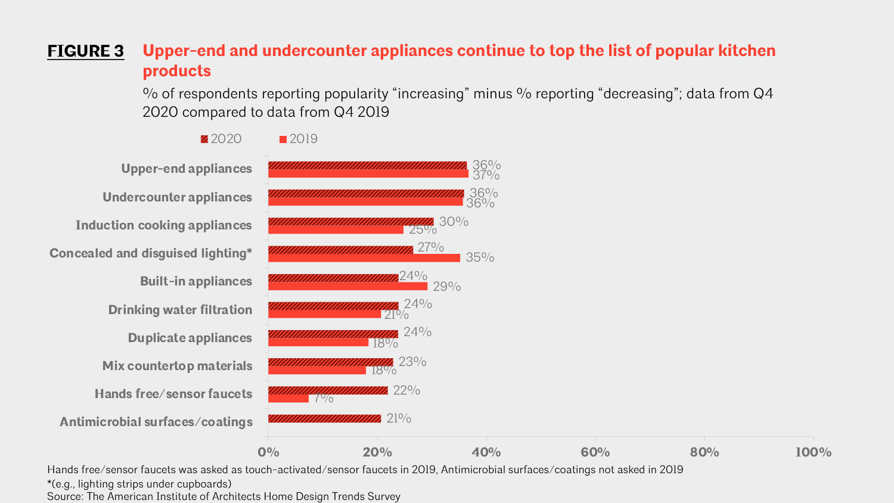**FIGURE 3** **Upper-end and undercounter appliances continue to top the list of popular kitchen products**

% of respondents reporting popularity "increasing" minus % reporting "decreasing"; data from Q4 2020 compared to data from Q4 2019

| | 2020 | 2019 |
|---|---|---|
| Upper-end appliances | 36% | 37% |
| Undercounter appliances | 36% | 36% |
| Induction cooking appliances | 30% | 25% |
| Concealed and disguised lighting* | 27% | 35% |
| Built-in appliances | 24% | 29% |
| Drinking water filtration | 24% | 21% |
| Duplicate appliances | 24% | 18% |
| Mix countertop materials | 23% | 18% |
| Hands free/sensor faucets | 22% | 7% |
| Antimicrobial surfaces/coatings | 21% | |

Hands free/sensor faucets was asked as touch-activated/sensor faucets in 2019, Antimicrobial surfaces/coatings not asked in 2019

*(e.g., lighting strips under cupboards)

Source: The American Institute of Architects Home Design Trends Survey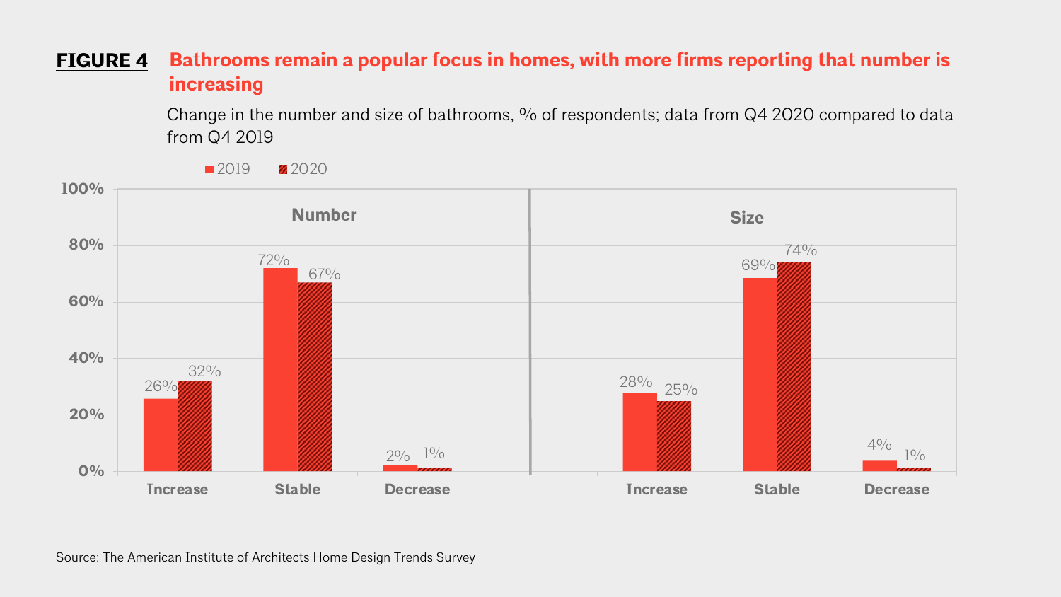**FIGURE 4** Bathrooms remain a popular focus in homes, with more firms reporting that number is increasing

Change in the number and size of bathrooms, % of respondents; data from Q4 2020 compared to data from Q4 2019

| | Number | | Size | |
|---|---|---|---|---|
| | 2019 | 2020 | 2019 | 2020 |
| Increase | 26% | 32% | 28% | 25% |
| Stable | 72% | 67% | 69% | 74% |
| Decrease | 2% | 1% | 4% | 1% |

Source: The American Institute of Architects Home Design Trends Survey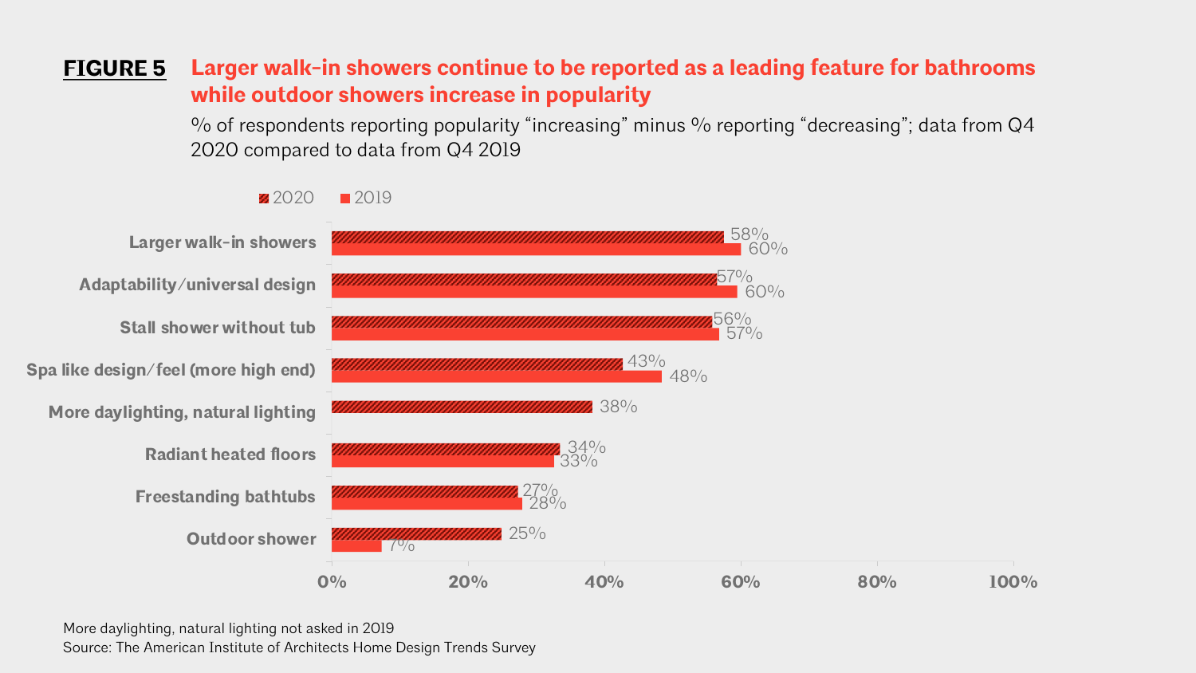**FIGURE 5** **Larger walk-in showers continue to be reported as a leading feature for bathrooms while outdoor showers increase in popularity**

% of respondents reporting popularity "increasing" minus % reporting "decreasing"; data from Q4 2020 compared to data from Q4 2019

| Feature | 2020 | 2019 |
| --- | --- | --- |
| Larger walk-in showers | 58% | 60% |
| Adaptability/universal design | 57% | 60% |
| Stall shower without tub | 56% | 57% |
| Spa like design/feel (more high end) | 43% | 48% |
| More daylighting, natural lighting | 38% | |
| Radiant heated floors | 34% | 33% |
| Freestanding bathtubs | 27% | 28% |
| Outdoor shower | 25% | 7% |

More daylighting, natural lighting not asked in 2019

Source: The American Institute of Architects Home Design Trends Survey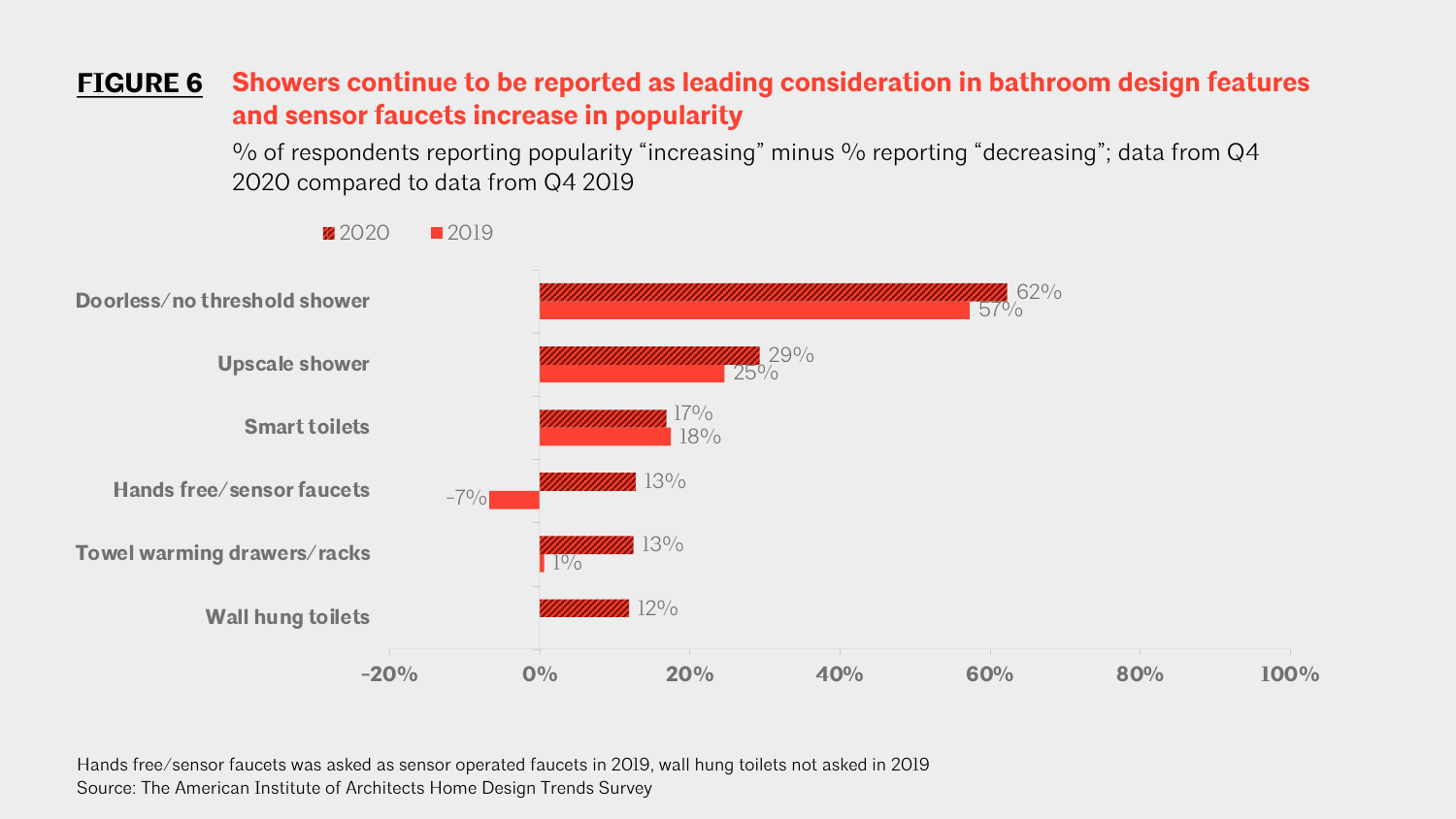**FIGURE 6** **Showers continue to be reported as leading consideration in bathroom design features and sensor faucets increase in popularity**

% of respondents reporting popularity "increasing" minus % reporting "decreasing"; data from Q4 2020 compared to data from Q4 2019

| | 2020 | 2019 |
|---|---|---|
| Doorless/no threshold shower | 62% | 57% |
| Upscale shower | 29% | 25% |
| Smart toilets | 17% | 18% |
| Hands free/sensor faucets | 13% | -7% |
| Towel warming drawers/racks | 13% | 1% |
| Wall hung toilets | 12% | |

Hands free/sensor faucets was asked as sensor operated faucets in 2019, wall hung toilets not asked in 2019

Source: The American Institute of Architects Home Design Trends Survey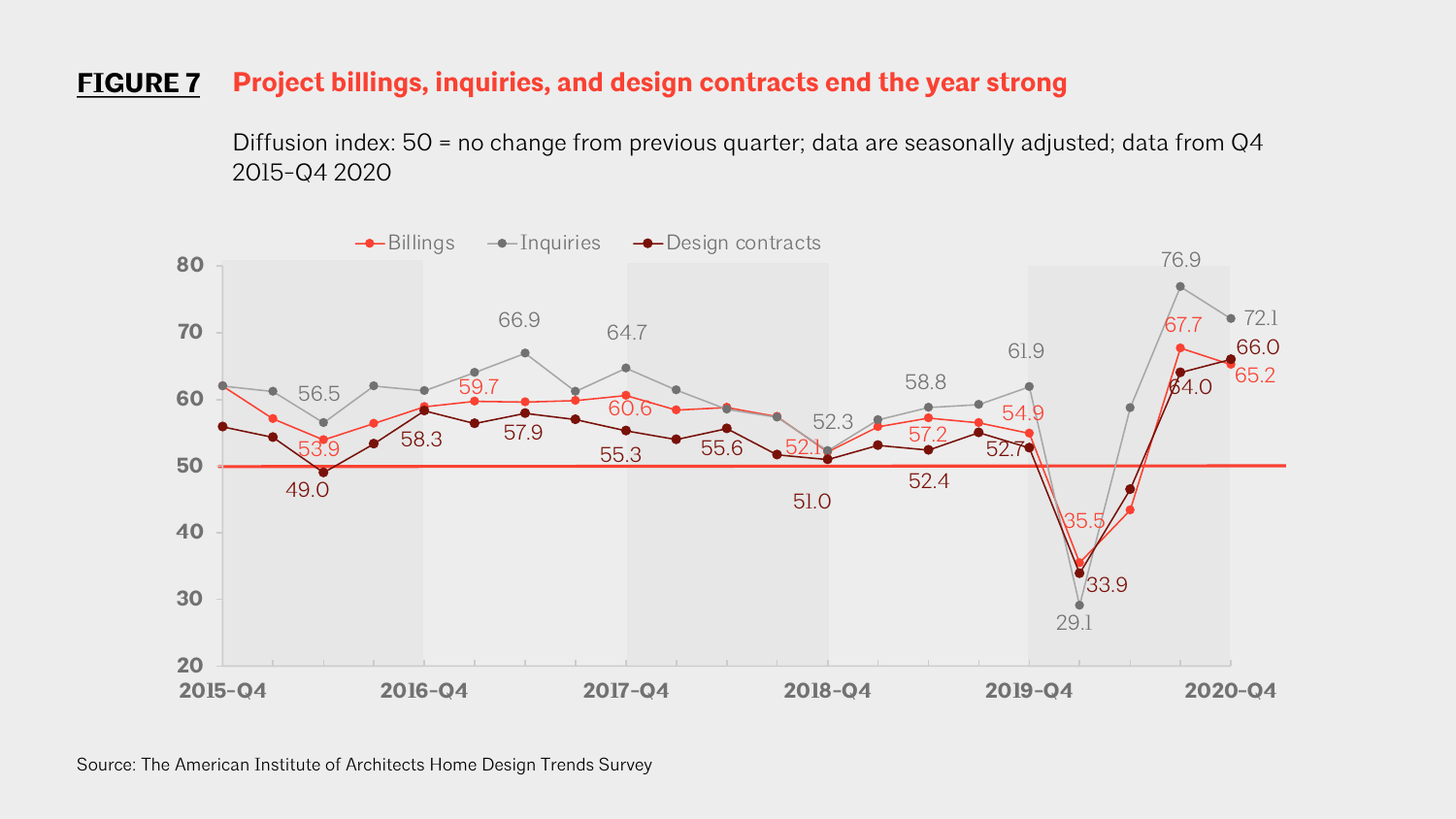**FIGURE 7** **Project billings, inquiries, and design contracts end the year strong**

Diffusion index: 50 = no change from previous quarter; data are seasonally adjusted; data from Q4 2015–Q4 2020

Source: The American Institute of Architects Home Design Trends Survey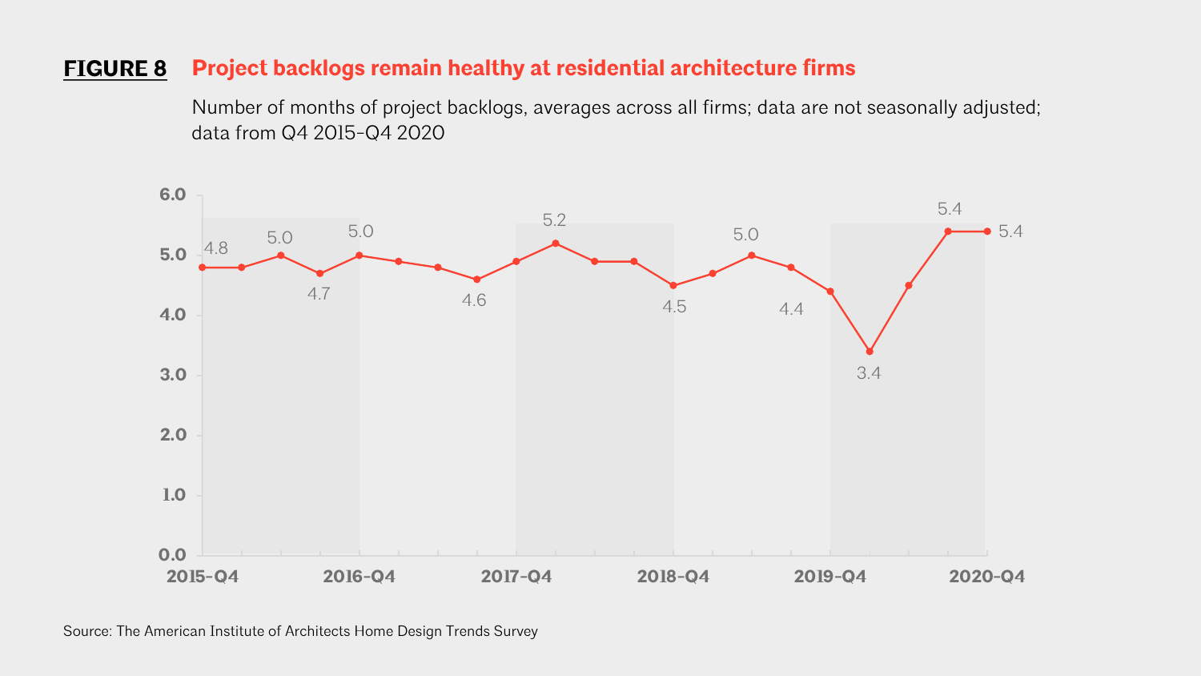**FIGURE 8** **Project backlogs remain healthy at residential architecture firms**

Number of months of project backlogs, averages across all firms; data are not seasonally adjusted; data from Q4 2015-Q4 2020

Source: The American Institute of Architects Home Design Trends Survey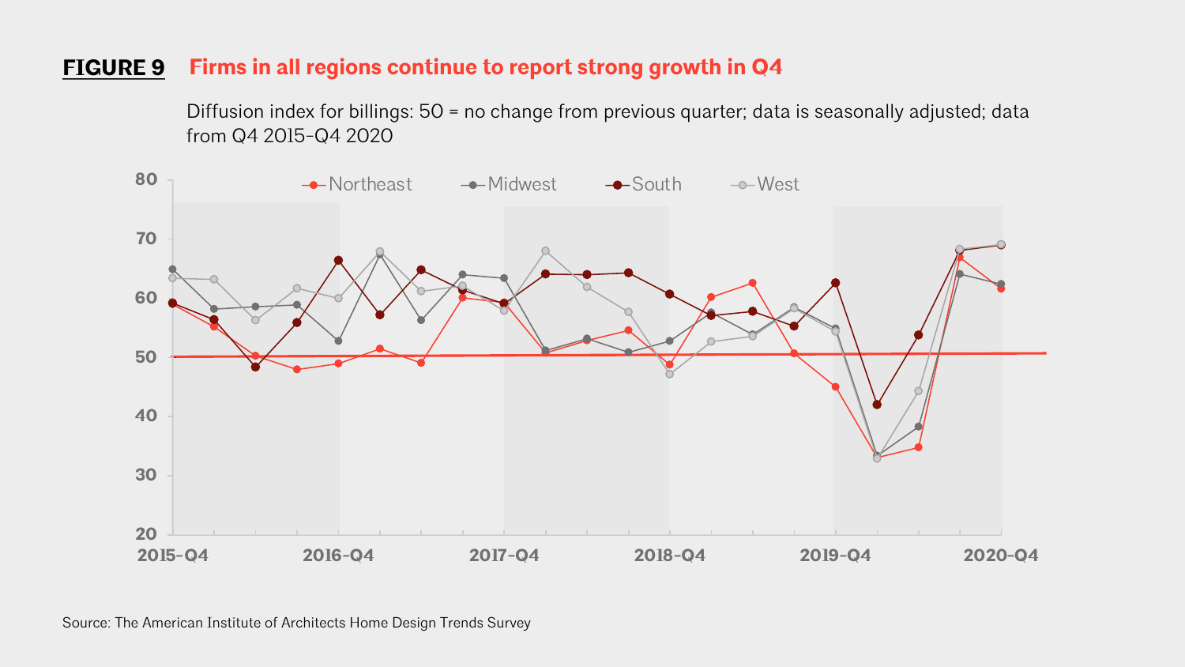**FIGURE 9** Firms in all regions continue to report strong growth in Q4

Diffusion index for billings: 50 = no change from previous quarter; data is seasonally adjusted; data from Q4 2015-Q4 2020

Source: The American Institute of Architects Home Design Trends Survey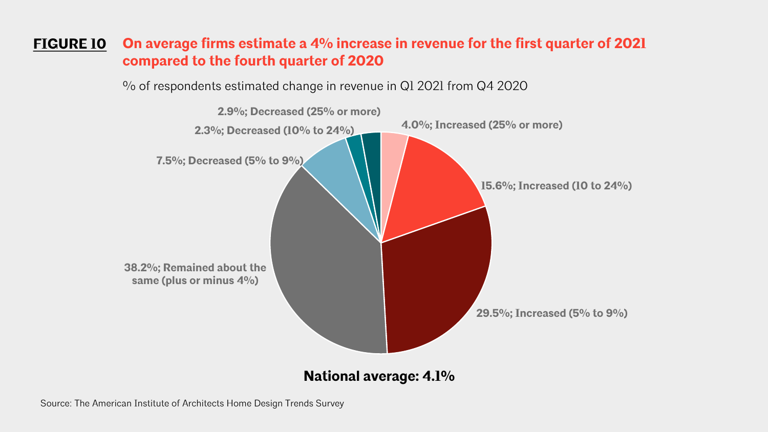**FIGURE 10** On average firms estimate a 4% increase in revenue for the first quarter of 2021 compared to the fourth quarter of 2020

% of respondents estimated change in revenue in Q1 2021 from Q4 2020

| Estimated change in revenue | % of respondents |
| --- | --- |
| Increased (25% or more) | 4.0% |
| Increased (10 to 24%) | 15.6% |
| Increased (5% to 9%) | 29.5% |
| Remained about the same (plus or minus 4%) | 38.2% |
| Decreased (5% to 9%) | 7.5% |
| Decreased (10% to 24%) | 2.3% |
| Decreased (25% or more) | 2.9% |

**National average: 4.1%**

Source: The American Institute of Architects Home Design Trends Survey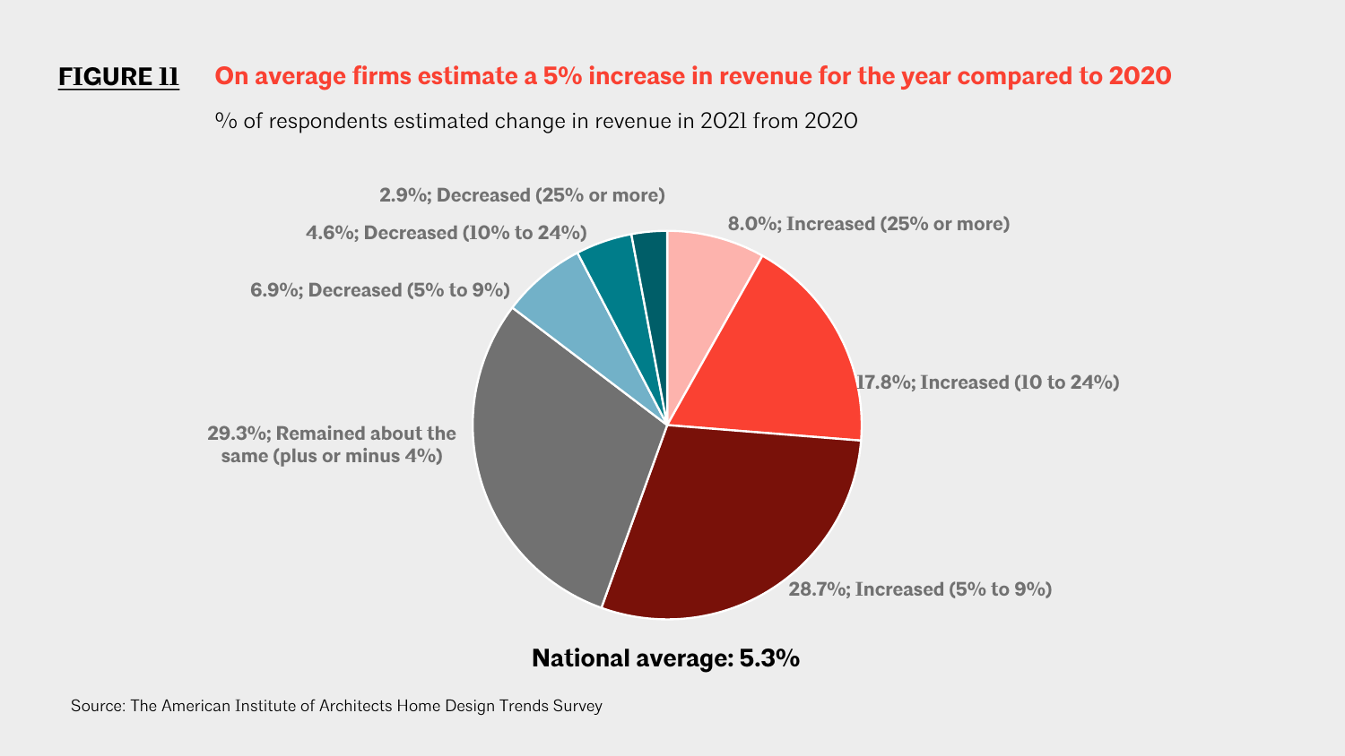**FIGURE 11** On average firms estimate a 5% increase in revenue for the year compared to 2020

% of respondents estimated change in revenue in 2021 from 2020

- 8.0%; Increased (25% or more)
- 17.8%; Increased (10 to 24%)
- 28.7%; Increased (5% to 9%)
- 29.3%; Remained about the same (plus or minus 4%)
- 6.9%; Decreased (5% to 9%)
- 4.6%; Decreased (10% to 24%)
- 2.9%; Decreased (25% or more)

**National average: 5.3%**

Source: The American Institute of Architects Home Design Trends Survey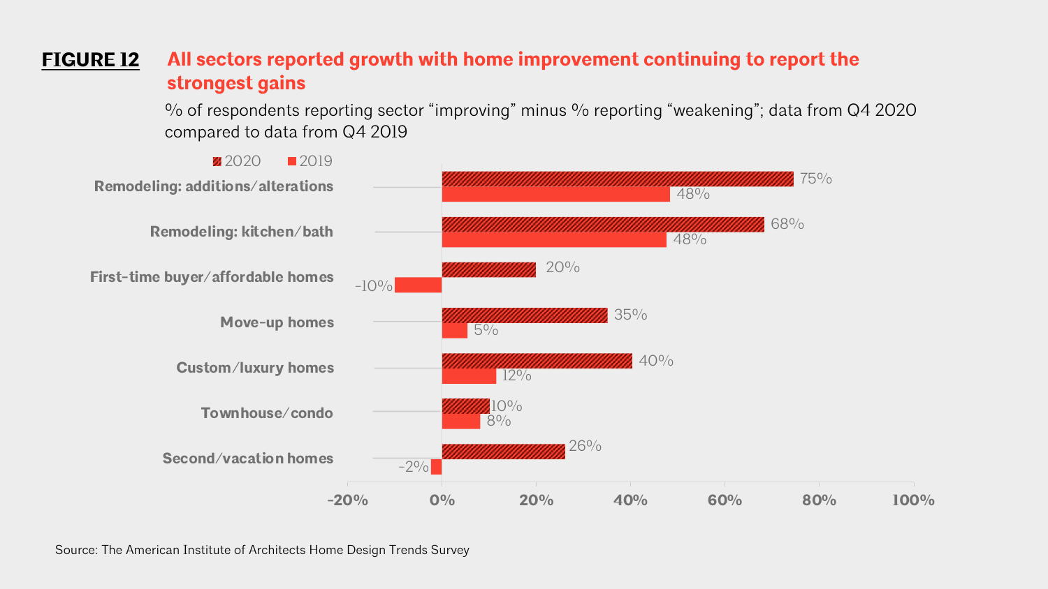**FIGURE 12** All sectors reported growth with home improvement continuing to report the strongest gains

% of respondents reporting sector "improving" minus % reporting "weakening"; data from Q4 2020 compared to data from Q4 2019

2020
2019

Remodeling: additions/alterations
75%
48%

Remodeling: kitchen/bath
68%
48%

First-time buyer/affordable homes
20%
-10%

Move-up homes
35%
5%

Custom/luxury homes
40%
12%

Townhouse/condo
10%
8%

Second/vacation homes
26%
-2%

-20% 0% 20% 40% 60% 80% 100%

Source: The American Institute of Architects Home Design Trends Survey